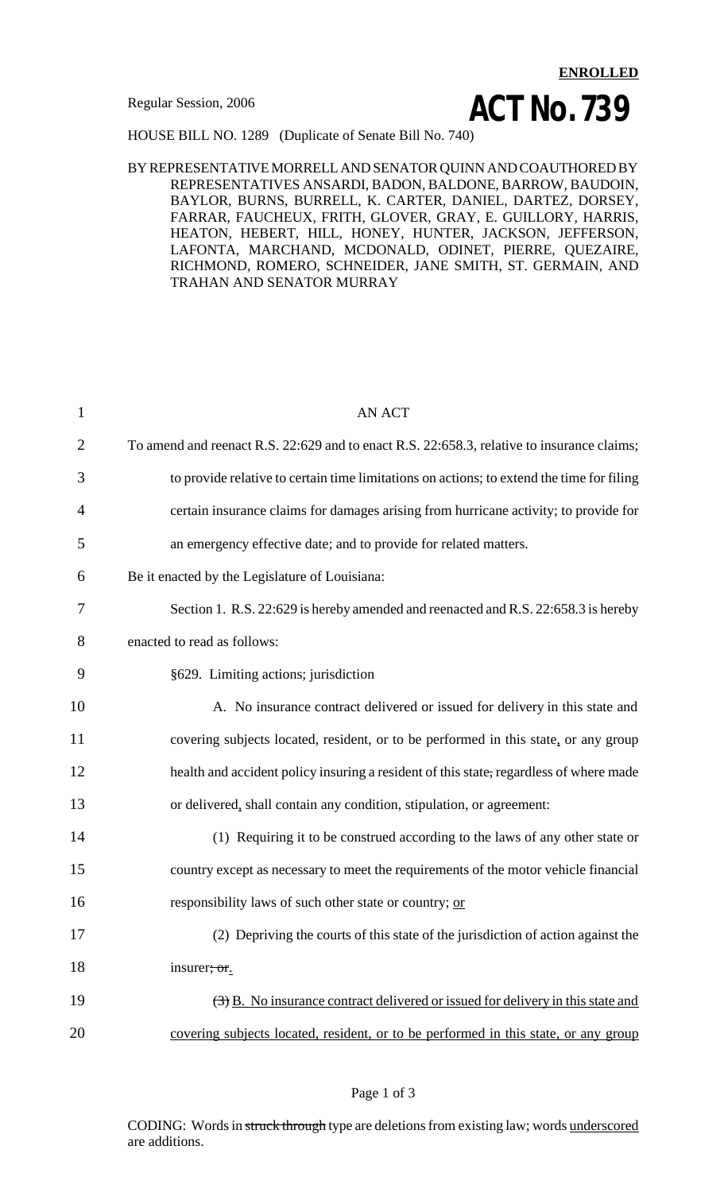**ENROLLED**

Regular Session, 2006

# ACT No. 739

HOUSE BILL NO. 1289 (Duplicate of Senate Bill No. 740)

BY REPRESENTATIVE MORRELL AND SENATOR QUINN AND COAUTHORED BY REPRESENTATIVES ANSARDI, BADON, BALDONE, BARROW, BAUDOIN, BAYLOR, BURNS, BURRELL, K. CARTER, DANIEL, DARTEZ, DORSEY, FARRAR, FAUCHEUX, FRITH, GLOVER, GRAY, E. GUILLORY, HARRIS, HEATON, HEBERT, HILL, HONEY, HUNTER, JACKSON, JEFFERSON, LAFONTA, MARCHAND, MCDONALD, ODINET, PIERRE, QUEZAIRE, RICHMOND, ROMERO, SCHNEIDER, JANE SMITH, ST. GERMAIN, AND TRAHAN AND SENATOR MURRAY

1 AN ACT

2 To amend and reenact R.S. 22:629 and to enact R.S. 22:658.3, relative to insurance claims;
3 to provide relative to certain time limitations on actions; to extend the time for filing
4 certain insurance claims for damages arising from hurricane activity; to provide for
5 an emergency effective date; and to provide for related matters.

6 Be it enacted by the Legislature of Louisiana:

7 Section 1. R.S. 22:629 is hereby amended and reenacted and R.S. 22:658.3 is hereby
8 enacted to read as follows:

9 §629. Limiting actions; jurisdiction

10 A. No insurance contract delivered or issued for delivery in this state and
11 covering subjects located, resident, or to be performed in this state, or any group
12 health and accident policy insuring a resident of this state, regardless of where made
13 or delivered, shall contain any condition, stipulation, or agreement:

14 (1) Requiring it to be construed according to the laws of any other state or
15 country except as necessary to meet the requirements of the motor vehicle financial
16 responsibility laws of such other state or country; <u>or</u>

17 (2) Depriving the courts of this state of the jurisdiction of action against the
18 insurer~~; or~~<u>.</u>

19 ~~(3)~~ <u>B. No insurance contract delivered or issued for delivery in this state and</u>
20 <u>covering subjects located, resident, or to be performed in this state, or any group</u>

CODING: Words in ~~struck through~~ type are deletions from existing law; words <u>underscored</u> are additions.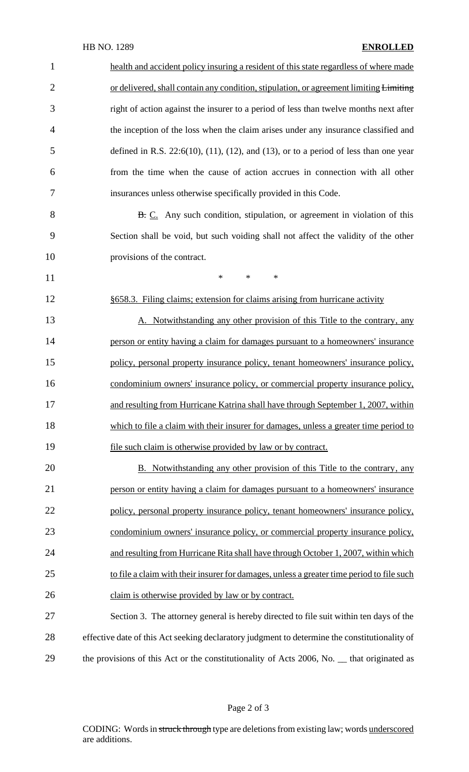health and accident policy insuring a resident of this state regardless of where made or delivered, shall contain any condition, stipulation, or agreement limiting ~~Limiting~~ right of action against the insurer to a period of less than twelve months next after the inception of the loss when the claim arises under any insurance classified and defined in R.S. 22:6(10), (11), (12), and (13), or to a period of less than one year from the time when the cause of action accrues in connection with all other insurances unless otherwise specifically provided in this Code.

~~B.~~ C. Any such condition, stipulation, or agreement in violation of this Section shall be void, but such voiding shall not affect the validity of the other provisions of the contract.

\* \* \*

§658.3. Filing claims; extension for claims arising from hurricane activity

A. Notwithstanding any other provision of this Title to the contrary, any person or entity having a claim for damages pursuant to a homeowners' insurance policy, personal property insurance policy, tenant homeowners' insurance policy, condominium owners' insurance policy, or commercial property insurance policy, and resulting from Hurricane Katrina shall have through September 1, 2007, within which to file a claim with their insurer for damages, unless a greater time period to file such claim is otherwise provided by law or by contract.

B. Notwithstanding any other provision of this Title to the contrary, any person or entity having a claim for damages pursuant to a homeowners' insurance policy, personal property insurance policy, tenant homeowners' insurance policy, condominium owners' insurance policy, or commercial property insurance policy, and resulting from Hurricane Rita shall have through October 1, 2007, within which to file a claim with their insurer for damages, unless a greater time period to file such claim is otherwise provided by law or by contract.

Section 3. The attorney general is hereby directed to file suit within ten days of the effective date of this Act seeking declaratory judgment to determine the constitutionality of the provisions of this Act or the constitutionality of Acts 2006, No. __ that originated as

CODING: Words in ~~struck through~~ type are deletions from existing law; words underscored are additions.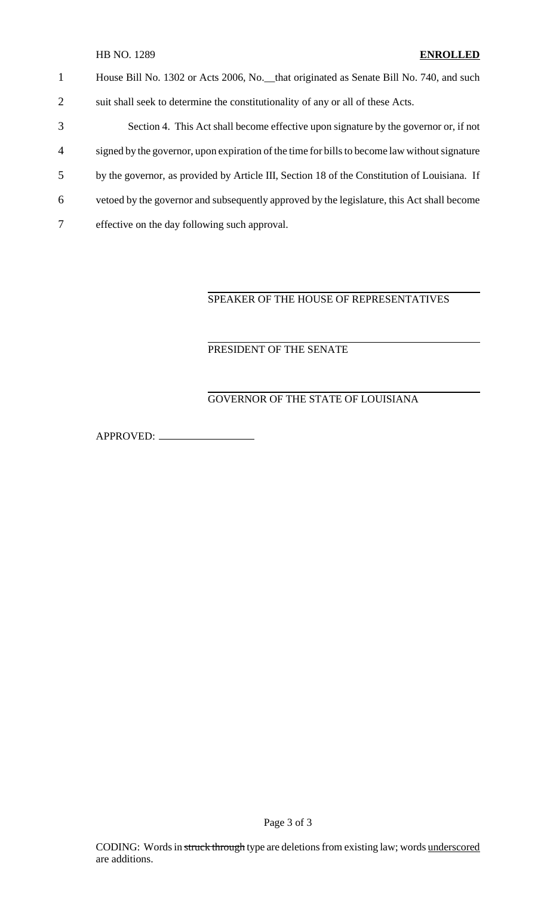House Bill No. 1302 or Acts 2006, No.__that originated as Senate Bill No. 740, and such suit shall seek to determine the constitutionality of any or all of these Acts.

Section 4. This Act shall become effective upon signature by the governor or, if not signed by the governor, upon expiration of the time for bills to become law without signature by the governor, as provided by Article III, Section 18 of the Constitution of Louisiana. If vetoed by the governor and subsequently approved by the legislature, this Act shall become effective on the day following such approval.

SPEAKER OF THE HOUSE OF REPRESENTATIVES

PRESIDENT OF THE SENATE

GOVERNOR OF THE STATE OF LOUISIANA

APPROVED: ____________

CODING: Words in ~~struck through~~ type are deletions from existing law; words underscored are additions.